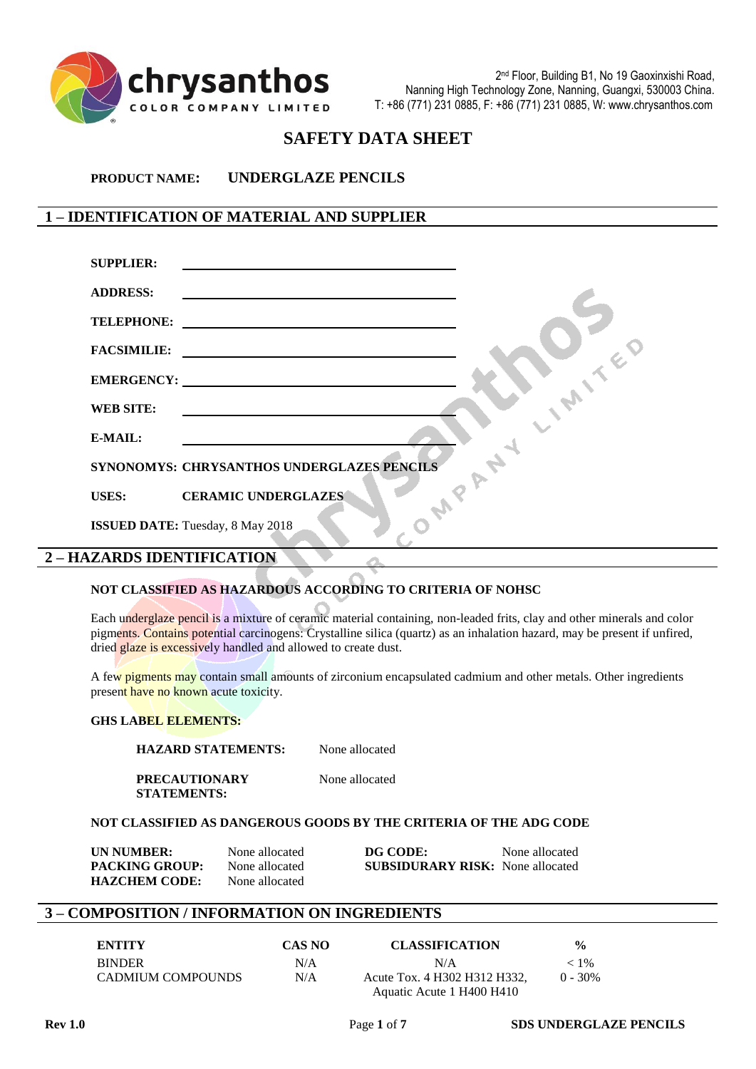chrysanthos COLOR COMPANY LIMITED

2nd Floor, Building B1, No 19 Gaoxinxishi Road, Nanning High Technology Zone, Nanning, Guangxi, 530003 China.
T: +86 (771) 231 0885, F: +86 (771) 231 0885, W: www.chrysanthos.com

# SAFETY DATA SHEET

**PRODUCT NAME:** **UNDERGLAZE PENCILS**

## 1 – IDENTIFICATION OF MATERIAL AND SUPPLIER

**SUPPLIER:** ______________________________

**ADDRESS:** ______________________________

**TELEPHONE:** ______________________________

**FACSIMILIE:** ______________________________

**EMERGENCY:** ______________________________

**WEB SITE:** ______________________________

**E-MAIL:** ______________________________

**SYNONOMYS: CHRYSANTHOS UNDERGLAZES PENCILS**

**USES:** **CERAMIC UNDERGLAZES**

**ISSUED DATE:** Tuesday, 8 May 2018

## 2 – HAZARDS IDENTIFICATION

**NOT CLASSIFIED AS HAZARDOUS ACCORDING TO CRITERIA OF NOHSC**

Each underglaze pencil is a mixture of ceramic material containing, non-leaded frits, clay and other minerals and color pigments. Contains potential carcinogens: Crystalline silica (quartz) as an inhalation hazard, may be present if unfired, dried glaze is excessively handled and allowed to create dust.

A few pigments may contain small amounts of zirconium encapsulated cadmium and other metals. Other ingredients present have no known acute toxicity.

**GHS LABEL ELEMENTS:**

**HAZARD STATEMENTS:** None allocated

**PRECAUTIONARY STATEMENTS:** None allocated

**NOT CLASSIFIED AS DANGEROUS GOODS BY THE CRITERIA OF THE ADG CODE**

| | | | |
|---|---|---|---|
| **UN NUMBER:** | None allocated | **DG CODE:** | None allocated |
| **PACKING GROUP:** | None allocated | **SUBSIDURARY RISK:** | None allocated |
| **HAZCHEM CODE:** | None allocated | | |

## 3 – COMPOSITION / INFORMATION ON INGREDIENTS

| ENTITY | CAS NO | CLASSIFICATION | % |
|---|---|---|---|
| BINDER | N/A | N/A | < 1% |
| CADMIUM COMPOUNDS | N/A | Acute Tox. 4 H302 H312 H332, Aquatic Acute 1 H400 H410 | 0 - 30% |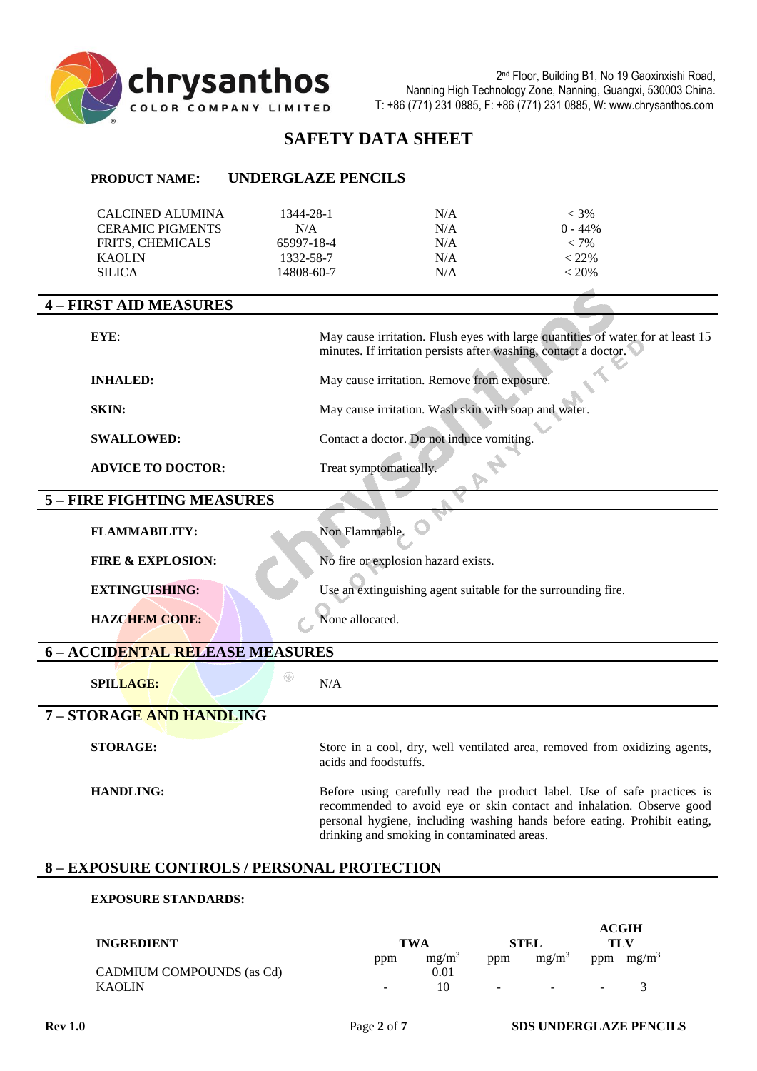# SAFETY DATA SHEET

**PRODUCT NAME:** **UNDERGLAZE PENCILS**

| | | | |
|---|---|---|---|
| CALCINED ALUMINA | 1344-28-1 | N/A | < 3% |
| CERAMIC PIGMENTS | N/A | N/A | 0 - 44% |
| FRITS, CHEMICALS | 65997-18-4 | N/A | < 7% |
| KAOLIN | 1332-58-7 | N/A | < 22% |
| SILICA | 14808-60-7 | N/A | < 20% |

## 4 – FIRST AID MEASURES

**EYE:** May cause irritation. Flush eyes with large quantities of water for at least 15 minutes. If irritation persists after washing, contact a doctor.

**INHALED:** May cause irritation. Remove from exposure.

**SKIN:** May cause irritation. Wash skin with soap and water.

**SWALLOWED:** Contact a doctor. Do not induce vomiting.

**ADVICE TO DOCTOR:** Treat symptomatically.

## 5 – FIRE FIGHTING MEASURES

**FLAMMABILITY:** Non Flammable.

**FIRE & EXPLOSION:** No fire or explosion hazard exists.

**EXTINGUISHING:** Use an extinguishing agent suitable for the surrounding fire.

**HAZCHEM CODE:** None allocated.

## 6 – ACCIDENTAL RELEASE MEASURES

**SPILLAGE:** N/A

## 7 – STORAGE AND HANDLING

**STORAGE:** Store in a cool, dry, well ventilated area, removed from oxidizing agents, acids and foodstuffs.

**HANDLING:** Before using carefully read the product label. Use of safe practices is recommended to avoid eye or skin contact and inhalation. Observe good personal hygiene, including washing hands before eating. Prohibit eating, drinking and smoking in contaminated areas.

## 8 – EXPOSURE CONTROLS / PERSONAL PROTECTION

**EXPOSURE STANDARDS:**

| **INGREDIENT** | **TWA** | | **STEL** | | **ACGIH TLV** | |
|---|---|---|---|---|---|---|
| | ppm | $mg/m^3$ | ppm | $mg/m^3$ | ppm | $mg/m^3$ |
| CADMIUM COMPOUNDS (as Cd) | | 0.01 | | | | |
| KAOLIN | - | 10 | - | - | - | 3 |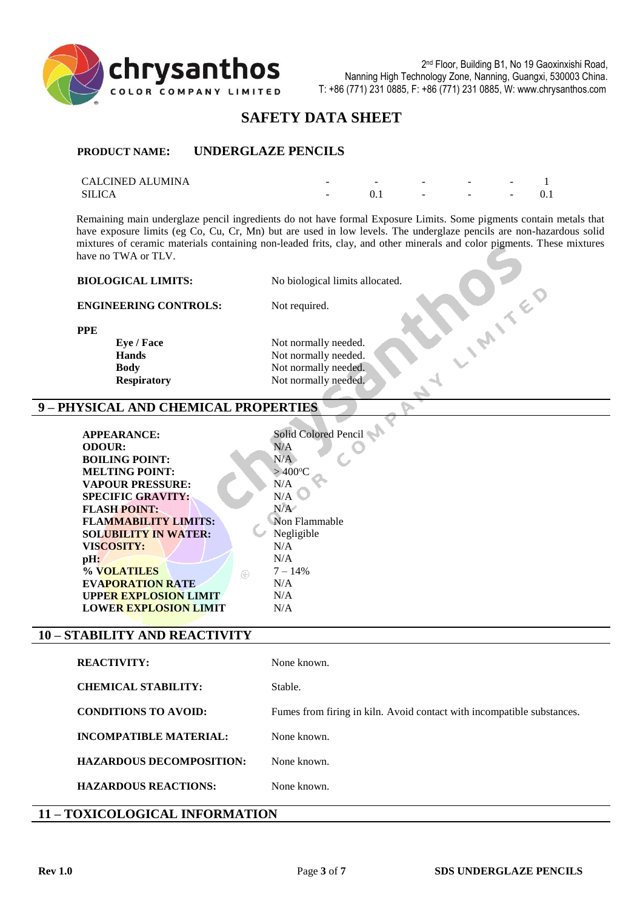## SAFETY DATA SHEET

**PRODUCT NAME:** **UNDERGLAZE PENCILS**

| | | | | | | |
|---|---|---|---|---|---|---|
| CALCINED ALUMINA | - | - | - | - | - | 1 |
| SILICA | - | 0.1 | - | - | - | 0.1 |

Remaining main underglaze pencil ingredients do not have formal Exposure Limits. Some pigments contain metals that have exposure limits (eg Co, Cu, Cr, Mn) but are used in low levels. The underglaze pencils are non-hazardous solid mixtures of ceramic materials containing non-leaded frits, clay, and other minerals and color pigments. These mixtures have no TWA or TLV.

**BIOLOGICAL LIMITS:** No biological limits allocated.

**ENGINEERING CONTROLS:** Not required.

**PPE**

| | |
|---|---|
| **Eye / Face** | Not normally needed. |
| **Hands** | Not normally needed. |
| **Body** | Not normally needed. |
| **Respiratory** | Not normally needed. |

## 9 – PHYSICAL AND CHEMICAL PROPERTIES

| | |
|---|---|
| **APPEARANCE:** | Solid Colored Pencil |
| **ODOUR:** | N/A |
| **BOILING POINT:** | N/A |
| **MELTING POINT:** | > 400ºC |
| **VAPOUR PRESSURE:** | N/A |
| **SPECIFIC GRAVITY:** | N/A |
| **FLASH POINT:** | N/A |
| **FLAMMABILITY LIMITS:** | Non Flammable |
| **SOLUBILITY IN WATER:** | Negligible |
| **VISCOSITY:** | N/A |
| **pH:** | N/A |
| **% VOLATILES** | 7 – 14% |
| **EVAPORATION RATE** | N/A |
| **UPPER EXPLOSION LIMIT** | N/A |
| **LOWER EXPLOSION LIMIT** | N/A |

## 10 – STABILITY AND REACTIVITY

| | |
|---|---|
| **REACTIVITY:** | None known. |
| **CHEMICAL STABILITY:** | Stable. |
| **CONDITIONS TO AVOID:** | Fumes from firing in kiln. Avoid contact with incompatible substances. |
| **INCOMPATIBLE MATERIAL:** | None known. |
| **HAZARDOUS DECOMPOSITION:** | None known. |
| **HAZARDOUS REACTIONS:** | None known. |

## 11 – TOXICOLOGICAL INFORMATION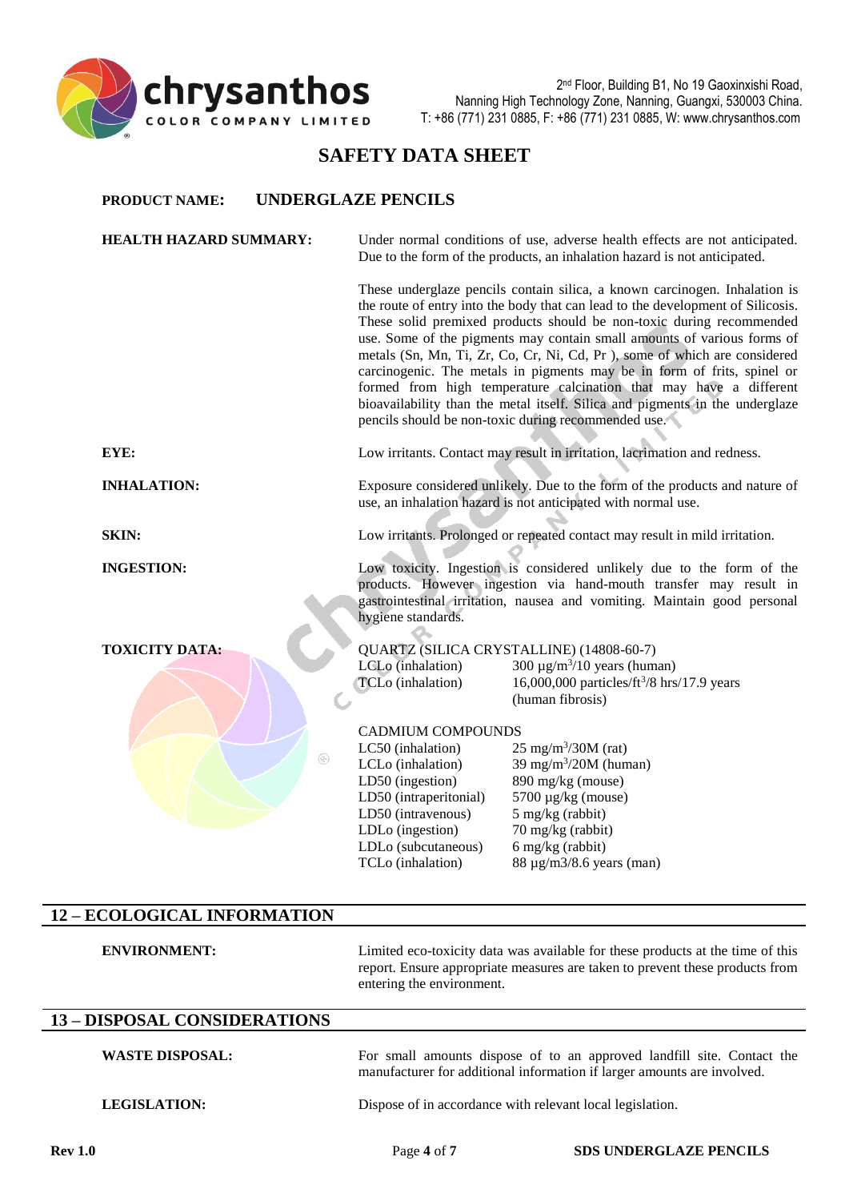**PRODUCT NAME: UNDERGLAZE PENCILS**

| | |
|---|---|
| **HEALTH HAZARD SUMMARY:** | Under normal conditions of use, adverse health effects are not anticipated. Due to the form of the products, an inhalation hazard is not anticipated.<br><br>These underglaze pencils contain silica, a known carcinogen. Inhalation is the route of entry into the body that can lead to the development of Silicosis. These solid premixed products should be non-toxic during recommended use. Some of the pigments may contain small amounts of various forms of metals (Sn, Mn, Ti, Zr, Co, Cr, Ni, Cd, Pr ), some of which are considered carcinogenic. The metals in pigments may be in form of frits, spinel or formed from high temperature calcination that may have a different bioavailability than the metal itself. Silica and pigments in the underglaze pencils should be non-toxic during recommended use. |
| **EYE:** | Low irritants. Contact may result in irritation, lacrimation and redness. |
| **INHALATION:** | Exposure considered unlikely. Due to the form of the products and nature of use, an inhalation hazard is not anticipated with normal use. |
| **SKIN:** | Low irritants. Prolonged or repeated contact may result in mild irritation. |
| **INGESTION:** | Low toxicity. Ingestion is considered unlikely due to the form of the products. However ingestion via hand-mouth transfer may result in gastrointestinal irritation, nausea and vomiting. Maintain good personal hygiene standards. |

**TOXICITY DATA:**

QUARTZ (SILICA CRYSTALLINE) (14808-60-7)

| | |
|---|---|
| LCLo (inhalation) | 300 µg/m$^3$/10 years (human) |
| TCLo (inhalation) | 16,000,000 particles/ft$^3$/8 hrs/17.9 years (human fibrosis) |

CADMIUM COMPOUNDS

| | |
|---|---|
| LC50 (inhalation) | 25 mg/m$^3$/30M (rat) |
| LCLo (inhalation) | 39 mg/m$^3$/20M (human) |
| LD50 (ingestion) | 890 mg/kg (mouse) |
| LD50 (intraperitonial) | 5700 µg/kg (mouse) |
| LD50 (intravenous) | 5 mg/kg (rabbit) |
| LDLo (ingestion) | 70 mg/kg (rabbit) |
| LDLo (subcutaneous) | 6 mg/kg (rabbit) |
| TCLo (inhalation) | 88 µg/m3/8.6 years (man) |

## 12 – ECOLOGICAL INFORMATION

**ENVIRONMENT:** Limited eco-toxicity data was available for these products at the time of this report. Ensure appropriate measures are taken to prevent these products from entering the environment.

## 13 – DISPOSAL CONSIDERATIONS

**WASTE DISPOSAL:** For small amounts dispose of to an approved landfill site. Contact the manufacturer for additional information if larger amounts are involved.

**LEGISLATION:** Dispose of in accordance with relevant local legislation.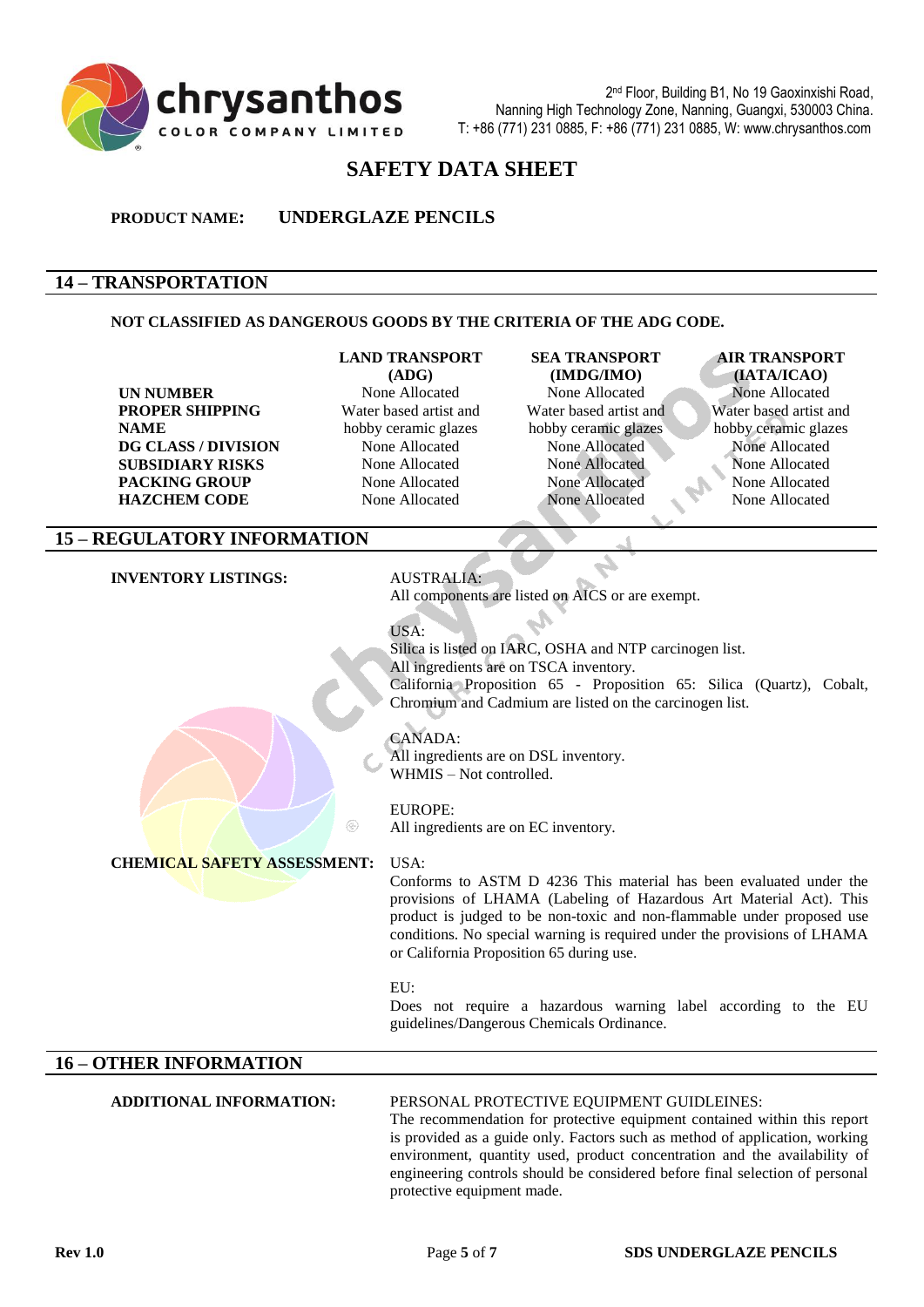# SAFETY DATA SHEET

**PRODUCT NAME:** **UNDERGLAZE PENCILS**

## 14 – TRANSPORTATION

**NOT CLASSIFIED AS DANGEROUS GOODS BY THE CRITERIA OF THE ADG CODE.**

| | LAND TRANSPORT (ADG) | SEA TRANSPORT (IMDG/IMO) | AIR TRANSPORT (IATA/ICAO) |
|---|---|---|---|
| **UN NUMBER** | None Allocated | None Allocated | None Allocated |
| **PROPER SHIPPING NAME** | Water based artist and hobby ceramic glazes | Water based artist and hobby ceramic glazes | Water based artist and hobby ceramic glazes |
| **DG CLASS / DIVISION** | None Allocated | None Allocated | None Allocated |
| **SUBSIDIARY RISKS** | None Allocated | None Allocated | None Allocated |
| **PACKING GROUP** | None Allocated | None Allocated | None Allocated |
| **HAZCHEM CODE** | None Allocated | None Allocated | None Allocated |

## 15 – REGULATORY INFORMATION

**INVENTORY LISTINGS:**

AUSTRALIA:
All components are listed on AICS or are exempt.

USA:
Silica is listed on IARC, OSHA and NTP carcinogen list.
All ingredients are on TSCA inventory.
California Proposition 65 - Proposition 65: Silica (Quartz), Cobalt, Chromium and Cadmium are listed on the carcinogen list.

CANADA:
All ingredients are on DSL inventory.
WHMIS – Not controlled.

EUROPE:
All ingredients are on EC inventory.

**CHEMICAL SAFETY ASSESSMENT:**

USA:
Conforms to ASTM D 4236 This material has been evaluated under the provisions of LHAMA (Labeling of Hazardous Art Material Act). This product is judged to be non-toxic and non-flammable under proposed use conditions. No special warning is required under the provisions of LHAMA or California Proposition 65 during use.

EU:
Does not require a hazardous warning label according to the EU guidelines/Dangerous Chemicals Ordinance.

## 16 – OTHER INFORMATION

**ADDITIONAL INFORMATION:**

PERSONAL PROTECTIVE EQUIPMENT GUIDLEINES:
The recommendation for protective equipment contained within this report is provided as a guide only. Factors such as method of application, working environment, quantity used, product concentration and the availability of engineering controls should be considered before final selection of personal protective equipment made.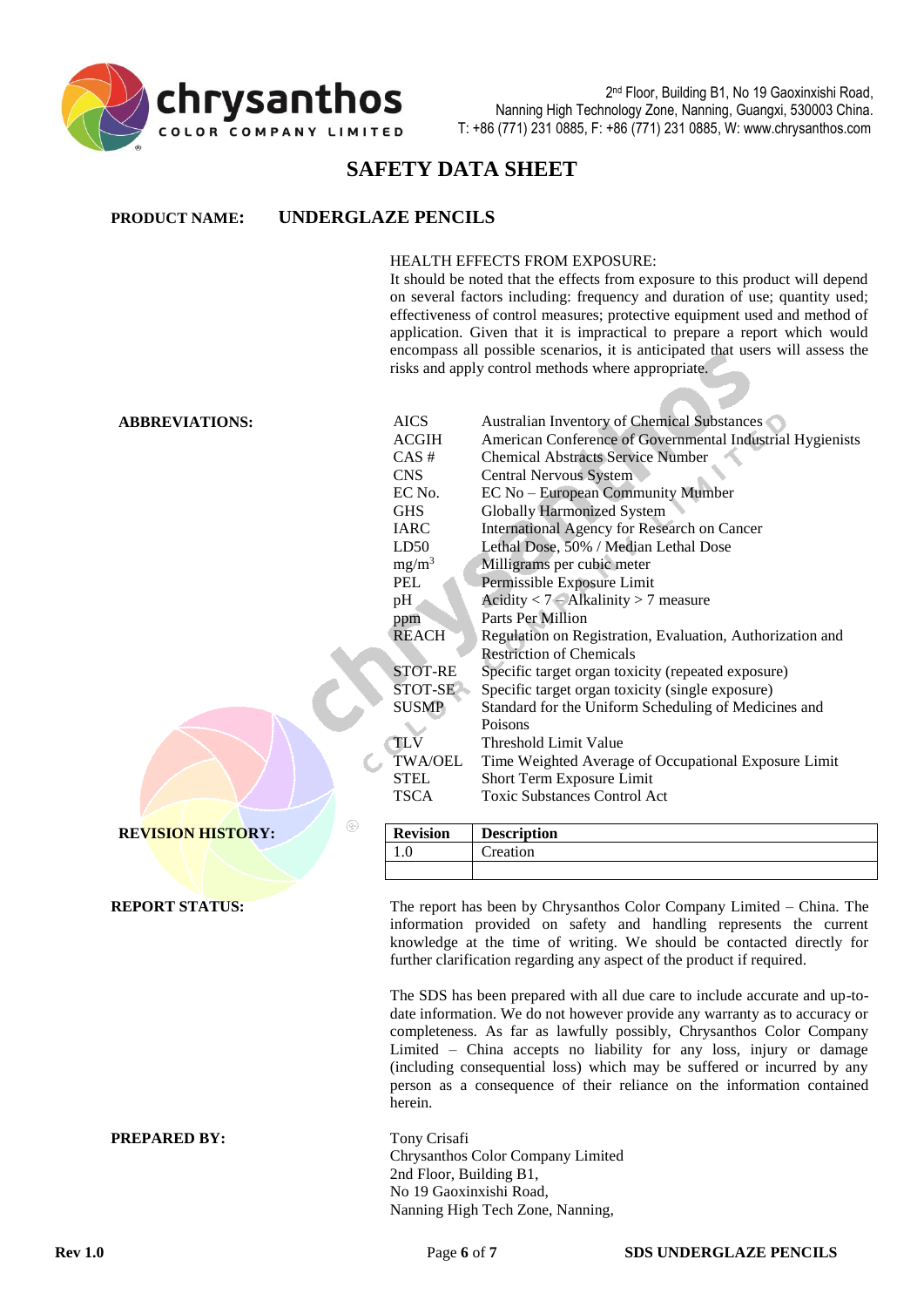# SAFETY DATA SHEET

**PRODUCT NAME:** **UNDERGLAZE PENCILS**

HEALTH EFFECTS FROM EXPOSURE:
It should be noted that the effects from exposure to this product will depend on several factors including: frequency and duration of use; quantity used; effectiveness of control measures; protective equipment used and method of application. Given that it is impractical to prepare a report which would encompass all possible scenarios, it is anticipated that users will assess the risks and apply control methods where appropriate.

**ABBREVIATIONS:**

| | |
|---|---|
| AICS | Australian Inventory of Chemical Substances |
| ACGIH | American Conference of Governmental Industrial Hygienists |
| CAS # | Chemical Abstracts Service Number |
| CNS | Central Nervous System |
| EC No. | EC No – European Community Number |
| GHS | Globally Harmonized System |
| IARC | International Agency for Research on Cancer |
| LD50 | Lethal Dose, 50% / Median Lethal Dose |
| $mg/m^3$ | Milligrams per cubic meter |
| PEL | Permissible Exposure Limit |
| pH | Acidity < 7 < Alkalinity > 7 measure |
| ppm | Parts Per Million |
| REACH | Regulation on Registration, Evaluation, Authorization and Restriction of Chemicals |
| STOT-RE | Specific target organ toxicity (repeated exposure) |
| STOT-SE | Specific target organ toxicity (single exposure) |
| SUSMP | Standard for the Uniform Scheduling of Medicines and Poisons |
| TLV | Threshold Limit Value |
| TWA/OEL | Time Weighted Average of Occupational Exposure Limit |
| STEL | Short Term Exposure Limit |
| TSCA | Toxic Substances Control Act |

**REVISION HISTORY:**

| Revision | Description |
|---|---|
| 1.0 | Creation |
| | |

**REPORT STATUS:**

The report has been by Chrysanthos Color Company Limited – China. The information provided on safety and handling represents the current knowledge at the time of writing. We should be contacted directly for further clarification regarding any aspect of the product if required.

The SDS has been prepared with all due care to include accurate and up-to-date information. We do not however provide any warranty as to accuracy or completeness. As far as lawfully possibly, Chrysanthos Color Company Limited – China accepts no liability for any loss, injury or damage (including consequential loss) which may be suffered or incurred by any person as a consequence of their reliance on the information contained herein.

**PREPARED BY:**

Tony Crisafi
Chrysanthos Color Company Limited
2nd Floor, Building B1,
No 19 Gaoxinxishi Road,
Nanning High Tech Zone, Nanning,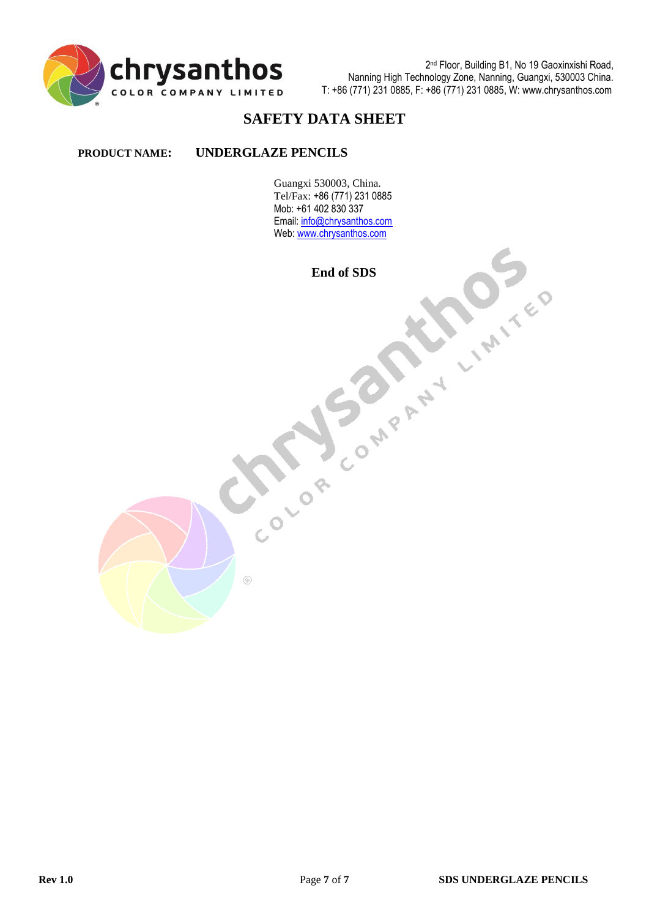# SAFETY DATA SHEET

**PRODUCT NAME:** **UNDERGLAZE PENCILS**

Guangxi 530003, China.
Tel/Fax: +86 (771) 231 0885
Mob: +61 402 830 337
Email: info@chrysanthos.com
Web: www.chrysanthos.com

**End of SDS**